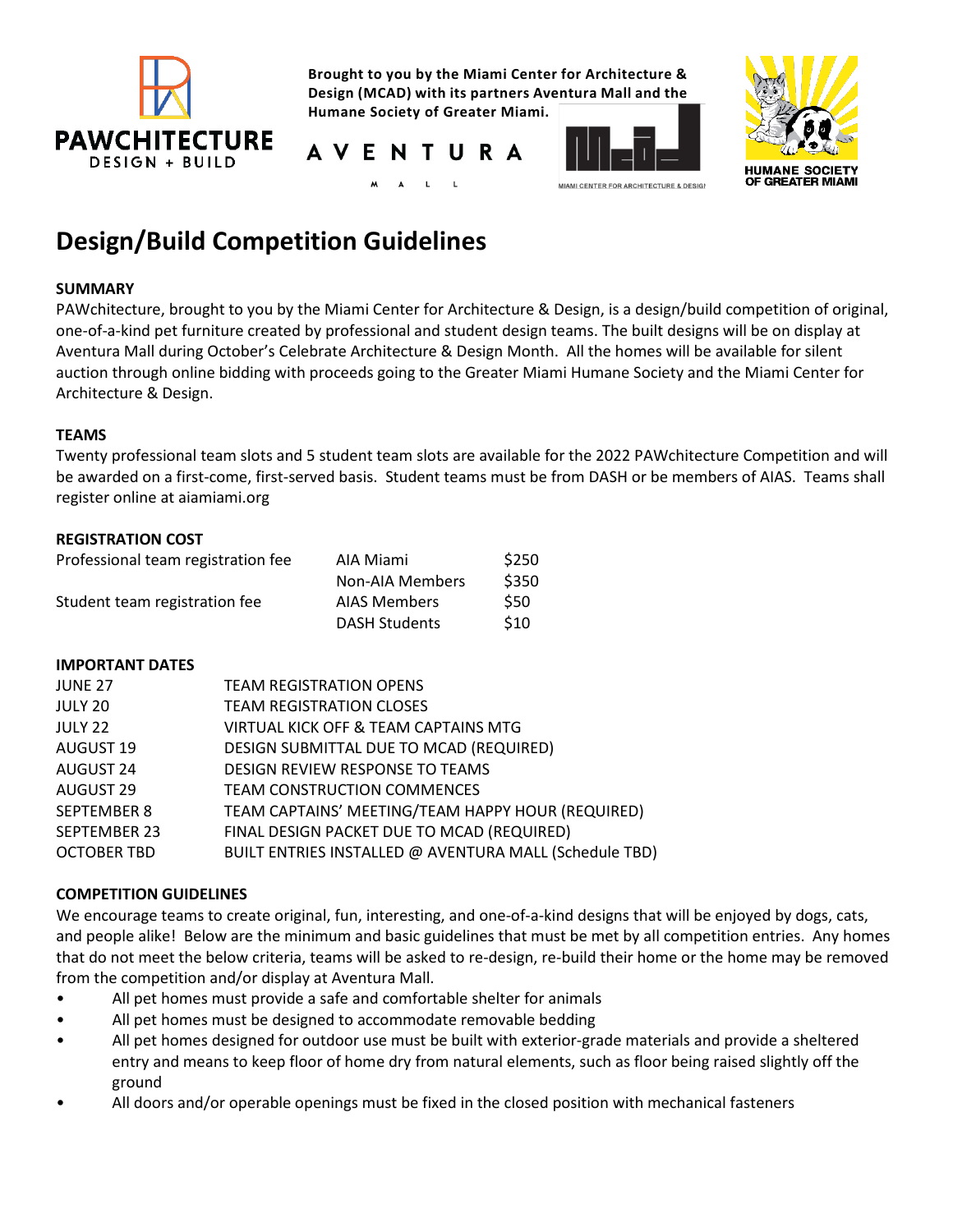Brought to you by the Miami Center for Architecture & Design (MCAD) with its partners Aventura Mall and the Humane Society of Greater Miami.

# Design/Build Competition Guidelines

**SUMMARY**

PAWchitecture, brought to you by the Miami Center for Architecture & Design, is a design/build competition of original, one-of-a-kind pet furniture created by professional and student design teams. The built designs will be on display at Aventura Mall during October's Celebrate Architecture & Design Month. All the homes will be available for silent auction through online bidding with proceeds going to the Greater Miami Humane Society and the Miami Center for Architecture & Design.

**TEAMS**

Twenty professional team slots and 5 student team slots are available for the 2022 PAWchitecture Competition and will be awarded on a first-come, first-served basis. Student teams must be from DASH or be members of AIAS. Teams shall register online at aiamiami.org

**REGISTRATION COST**

| | | |
|---|---|---|
| Professional team registration fee | AIA Miami | $250 |
| | Non-AIA Members | $350 |
| Student team registration fee | AIAS Members | $50 |
| | DASH Students | $10 |

**IMPORTANT DATES**

| | |
|---|---|
| JUNE 27 | TEAM REGISTRATION OPENS |
| JULY 20 | TEAM REGISTRATION CLOSES |
| JULY 22 | VIRTUAL KICK OFF & TEAM CAPTAINS MTG |
| AUGUST 19 | DESIGN SUBMITTAL DUE TO MCAD (REQUIRED) |
| AUGUST 24 | DESIGN REVIEW RESPONSE TO TEAMS |
| AUGUST 29 | TEAM CONSTRUCTION COMMENCES |
| SEPTEMBER 8 | TEAM CAPTAINS' MEETING/TEAM HAPPY HOUR (REQUIRED) |
| SEPTEMBER 23 | FINAL DESIGN PACKET DUE TO MCAD (REQUIRED) |
| OCTOBER TBD | BUILT ENTRIES INSTALLED @ AVENTURA MALL (Schedule TBD) |

**COMPETITION GUIDELINES**

We encourage teams to create original, fun, interesting, and one-of-a-kind designs that will be enjoyed by dogs, cats, and people alike! Below are the minimum and basic guidelines that must be met by all competition entries. Any homes that do not meet the below criteria, teams will be asked to re-design, re-build their home or the home may be removed from the competition and/or display at Aventura Mall.

- All pet homes must provide a safe and comfortable shelter for animals
- All pet homes must be designed to accommodate removable bedding
- All pet homes designed for outdoor use must be built with exterior-grade materials and provide a sheltered entry and means to keep floor of home dry from natural elements, such as floor being raised slightly off the ground
- All doors and/or operable openings must be fixed in the closed position with mechanical fasteners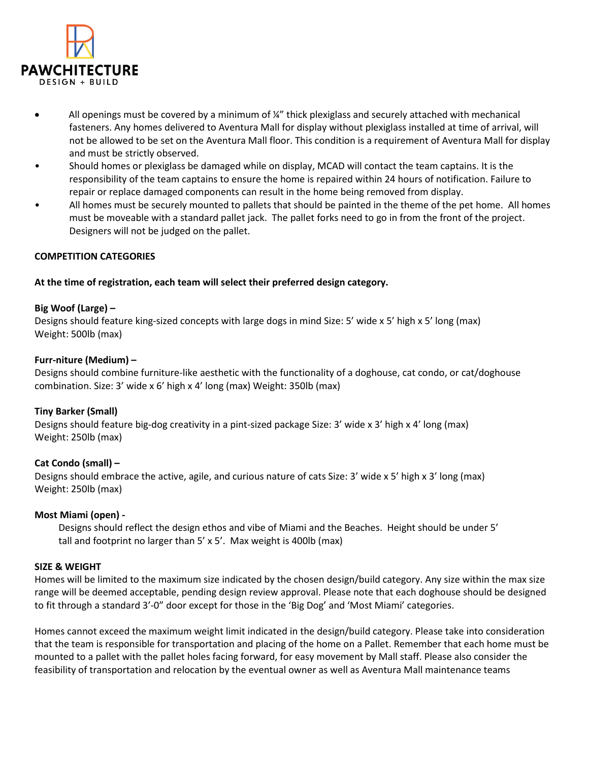- All openings must be covered by a minimum of ¼" thick plexiglass and securely attached with mechanical fasteners. Any homes delivered to Aventura Mall for display without plexiglass installed at time of arrival, will not be allowed to be set on the Aventura Mall floor. This condition is a requirement of Aventura Mall for display and must be strictly observed.
- Should homes or plexiglass be damaged while on display, MCAD will contact the team captains. It is the responsibility of the team captains to ensure the home is repaired within 24 hours of notification. Failure to repair or replace damaged components can result in the home being removed from display.
- All homes must be securely mounted to pallets that should be painted in the theme of the pet home. All homes must be moveable with a standard pallet jack. The pallet forks need to go in from the front of the project. Designers will not be judged on the pallet.

**COMPETITION CATEGORIES**

**At the time of registration, each team will select their preferred design category.**

**Big Woof (Large) –**
Designs should feature king-sized concepts with large dogs in mind Size: 5' wide x 5' high x 5' long (max)
Weight: 500lb (max)

**Furr-niture (Medium) –**
Designs should combine furniture-like aesthetic with the functionality of a doghouse, cat condo, or cat/doghouse combination. Size: 3' wide x 6' high x 4' long (max) Weight: 350lb (max)

**Tiny Barker (Small)**
Designs should feature big-dog creativity in a pint-sized package Size: 3' wide x 3' high x 4' long (max)
Weight: 250lb (max)

**Cat Condo (small) –**
Designs should embrace the active, agile, and curious nature of cats Size: 3' wide x 5' high x 3' long (max)
Weight: 250lb (max)

**Most Miami (open) -**
Designs should reflect the design ethos and vibe of Miami and the Beaches. Height should be under 5' tall and footprint no larger than 5' x 5'. Max weight is 400lb (max)

**SIZE & WEIGHT**
Homes will be limited to the maximum size indicated by the chosen design/build category. Any size within the max size range will be deemed acceptable, pending design review approval. Please note that each doghouse should be designed to fit through a standard 3'-0" door except for those in the 'Big Dog' and 'Most Miami' categories.

Homes cannot exceed the maximum weight limit indicated in the design/build category. Please take into consideration that the team is responsible for transportation and placing of the home on a Pallet. Remember that each home must be mounted to a pallet with the pallet holes facing forward, for easy movement by Mall staff. Please also consider the feasibility of transportation and relocation by the eventual owner as well as Aventura Mall maintenance teams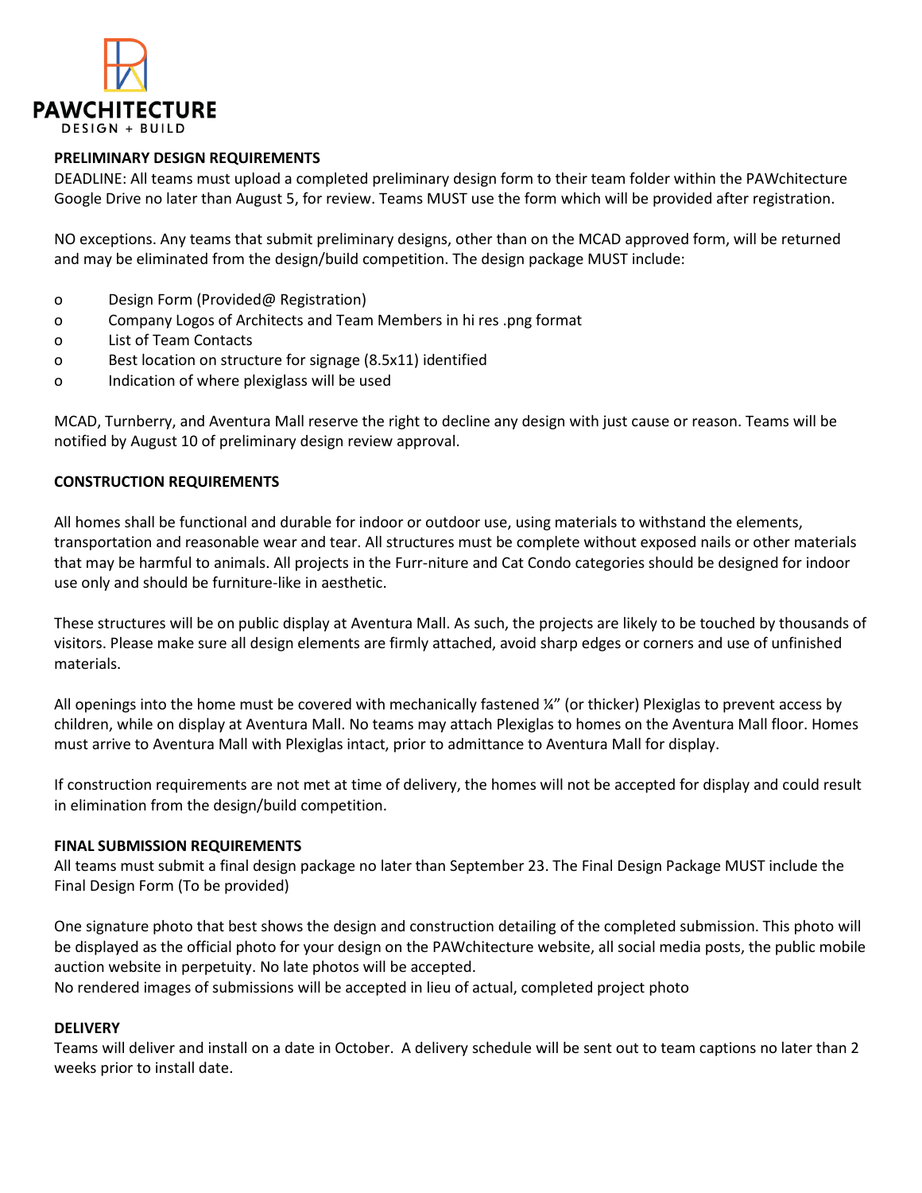**PAWCHITECTURE**
DESIGN + BUILD

**PRELIMINARY DESIGN REQUIREMENTS**

DEADLINE: All teams must upload a completed preliminary design form to their team folder within the PAWchitecture Google Drive no later than August 5, for review. Teams MUST use the form which will be provided after registration.

NO exceptions. Any teams that submit preliminary designs, other than on the MCAD approved form, will be returned and may be eliminated from the design/build competition. The design package MUST include:

- Design Form (Provided@ Registration)
- Company Logos of Architects and Team Members in hi res .png format
- List of Team Contacts
- Best location on structure for signage (8.5x11) identified
- Indication of where plexiglass will be used

MCAD, Turnberry, and Aventura Mall reserve the right to decline any design with just cause or reason. Teams will be notified by August 10 of preliminary design review approval.

**CONSTRUCTION REQUIREMENTS**

All homes shall be functional and durable for indoor or outdoor use, using materials to withstand the elements, transportation and reasonable wear and tear. All structures must be complete without exposed nails or other materials that may be harmful to animals. All projects in the Furr-niture and Cat Condo categories should be designed for indoor use only and should be furniture-like in aesthetic.

These structures will be on public display at Aventura Mall. As such, the projects are likely to be touched by thousands of visitors. Please make sure all design elements are firmly attached, avoid sharp edges or corners and use of unfinished materials.

All openings into the home must be covered with mechanically fastened ¼" (or thicker) Plexiglas to prevent access by children, while on display at Aventura Mall. No teams may attach Plexiglas to homes on the Aventura Mall floor. Homes must arrive to Aventura Mall with Plexiglas intact, prior to admittance to Aventura Mall for display.

If construction requirements are not met at time of delivery, the homes will not be accepted for display and could result in elimination from the design/build competition.

**FINAL SUBMISSION REQUIREMENTS**

All teams must submit a final design package no later than September 23. The Final Design Package MUST include the Final Design Form (To be provided)

One signature photo that best shows the design and construction detailing of the completed submission. This photo will be displayed as the official photo for your design on the PAWchitecture website, all social media posts, the public mobile auction website in perpetuity. No late photos will be accepted.
No rendered images of submissions will be accepted in lieu of actual, completed project photo

**DELIVERY**

Teams will deliver and install on a date in October. A delivery schedule will be sent out to team captions no later than 2 weeks prior to install date.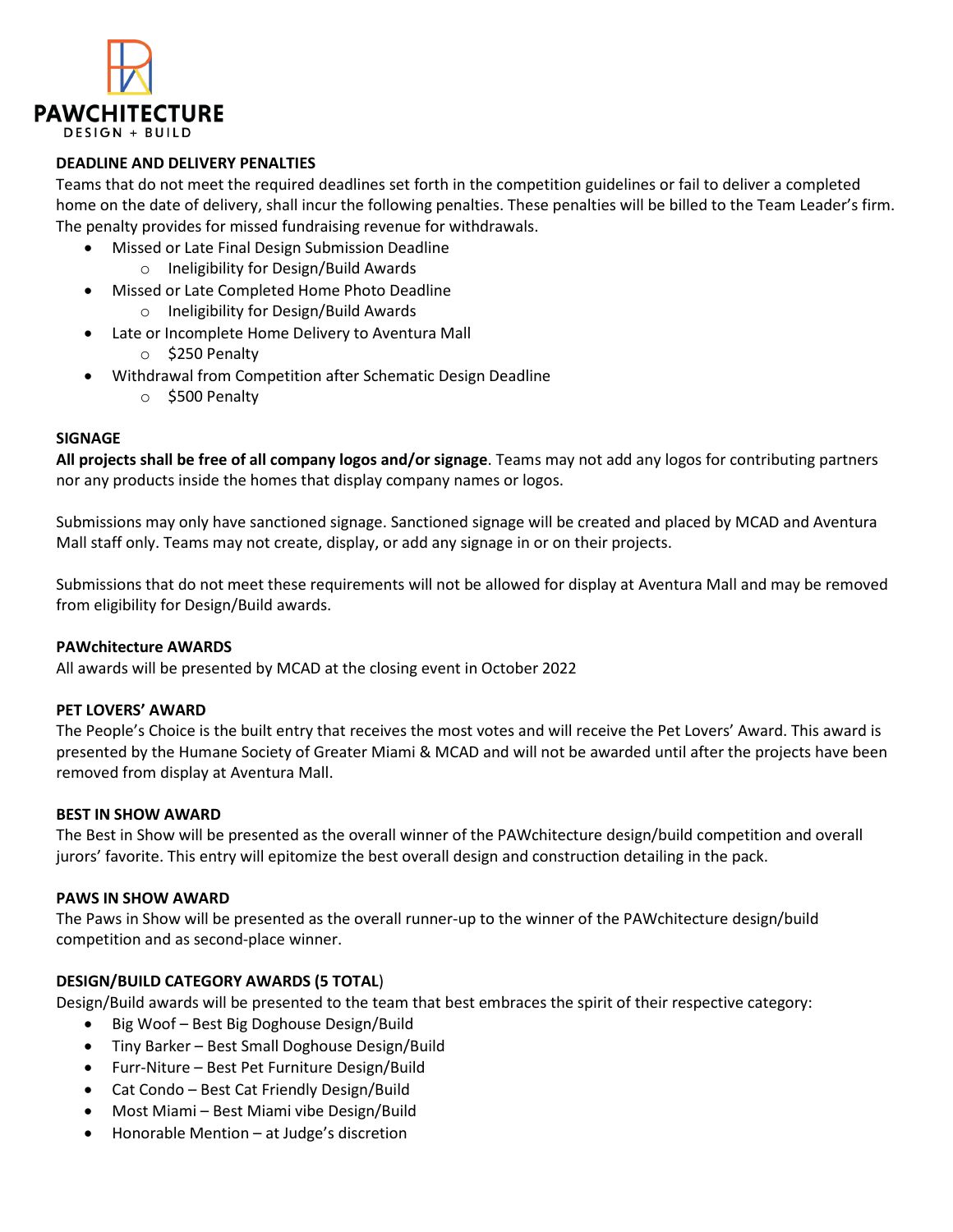**PAWCHITECTURE**
DESIGN + BUILD

## DEADLINE AND DELIVERY PENALTIES

Teams that do not meet the required deadlines set forth in the competition guidelines or fail to deliver a completed home on the date of delivery, shall incur the following penalties. These penalties will be billed to the Team Leader's firm. The penalty provides for missed fundraising revenue for withdrawals.

- Missed or Late Final Design Submission Deadline
  - Ineligibility for Design/Build Awards
- Missed or Late Completed Home Photo Deadline
  - Ineligibility for Design/Build Awards
- Late or Incomplete Home Delivery to Aventura Mall
  - $250 Penalty
- Withdrawal from Competition after Schematic Design Deadline
  - $500 Penalty

## SIGNAGE

**All projects shall be free of all company logos and/or signage**. Teams may not add any logos for contributing partners nor any products inside the homes that display company names or logos.

Submissions may only have sanctioned signage. Sanctioned signage will be created and placed by MCAD and Aventura Mall staff only. Teams may not create, display, or add any signage in or on their projects.

Submissions that do not meet these requirements will not be allowed for display at Aventura Mall and may be removed from eligibility for Design/Build awards.

## PAWchitecture AWARDS

All awards will be presented by MCAD at the closing event in October 2022

## PET LOVERS' AWARD

The People's Choice is the built entry that receives the most votes and will receive the Pet Lovers' Award. This award is presented by the Humane Society of Greater Miami & MCAD and will not be awarded until after the projects have been removed from display at Aventura Mall.

## BEST IN SHOW AWARD

The Best in Show will be presented as the overall winner of the PAWchitecture design/build competition and overall jurors' favorite. This entry will epitomize the best overall design and construction detailing in the pack.

## PAWS IN SHOW AWARD

The Paws in Show will be presented as the overall runner-up to the winner of the PAWchitecture design/build competition and as second-place winner.

## DESIGN/BUILD CATEGORY AWARDS (5 TOTAL)

Design/Build awards will be presented to the team that best embraces the spirit of their respective category:

- Big Woof – Best Big Doghouse Design/Build
- Tiny Barker – Best Small Doghouse Design/Build
- Furr-Niture – Best Pet Furniture Design/Build
- Cat Condo – Best Cat Friendly Design/Build
- Most Miami – Best Miami vibe Design/Build
- Honorable Mention – at Judge's discretion